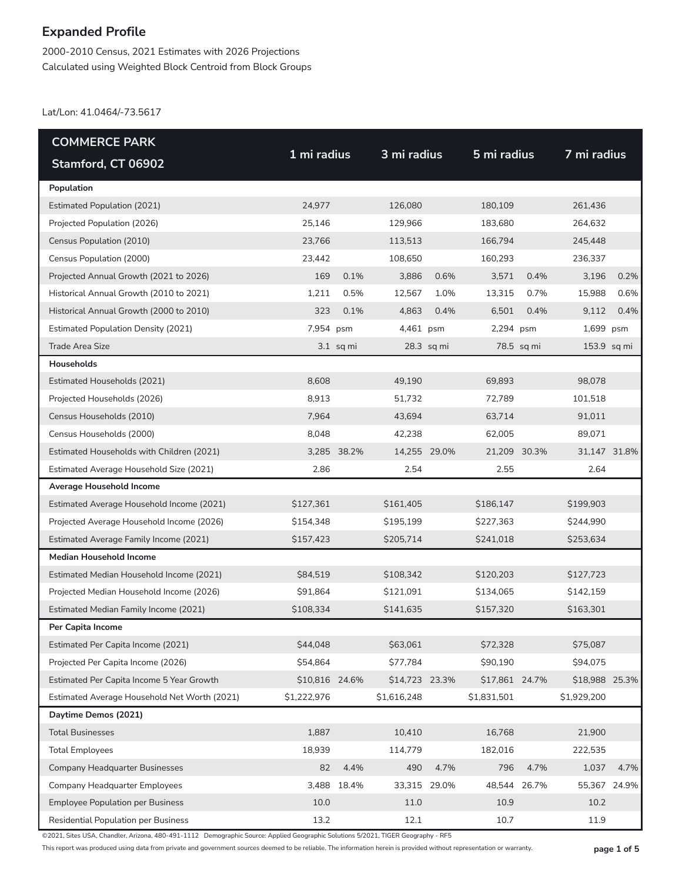# Expanded Profile

2000-2010 Census, 2021 Estimates with 2026 Projections
Calculated using Weighted Block Centroid from Block Groups

Lat/Lon: 41.0464/-73.5617

| COMMERCE PARK Stamford, CT 06902 | 1 mi radius | | 3 mi radius | | 5 mi radius | | 7 mi radius | |
|---|---|---|---|---|---|---|---|---|
| **Population** | | | | | | | | |
| Estimated Population (2021) | 24,977 | | 126,080 | | 180,109 | | 261,436 | |
| Projected Population (2026) | 25,146 | | 129,966 | | 183,680 | | 264,632 | |
| Census Population (2010) | 23,766 | | 113,513 | | 166,794 | | 245,448 | |
| Census Population (2000) | 23,442 | | 108,650 | | 160,293 | | 236,337 | |
| Projected Annual Growth (2021 to 2026) | 169 | 0.1% | 3,886 | 0.6% | 3,571 | 0.4% | 3,196 | 0.2% |
| Historical Annual Growth (2010 to 2021) | 1,211 | 0.5% | 12,567 | 1.0% | 13,315 | 0.7% | 15,988 | 0.6% |
| Historical Annual Growth (2000 to 2010) | 323 | 0.1% | 4,863 | 0.4% | 6,501 | 0.4% | 9,112 | 0.4% |
| Estimated Population Density (2021) | 7,954 | psm | 4,461 | psm | 2,294 | psm | 1,699 | psm |
| Trade Area Size | 3.1 | sq mi | 28.3 | sq mi | 78.5 | sq mi | 153.9 | sq mi |
| **Households** | | | | | | | | |
| Estimated Households (2021) | 8,608 | | 49,190 | | 69,893 | | 98,078 | |
| Projected Households (2026) | 8,913 | | 51,732 | | 72,789 | | 101,518 | |
| Census Households (2010) | 7,964 | | 43,694 | | 63,714 | | 91,011 | |
| Census Households (2000) | 8,048 | | 42,238 | | 62,005 | | 89,071 | |
| Estimated Households with Children (2021) | 3,285 | 38.2% | 14,255 | 29.0% | 21,209 | 30.3% | 31,147 | 31.8% |
| Estimated Average Household Size (2021) | 2.86 | | 2.54 | | 2.55 | | 2.64 | |
| **Average Household Income** | | | | | | | | |
| Estimated Average Household Income (2021) | $127,361 | | $161,405 | | $186,147 | | $199,903 | |
| Projected Average Household Income (2026) | $154,348 | | $195,199 | | $227,363 | | $244,990 | |
| Estimated Average Family Income (2021) | $157,423 | | $205,714 | | $241,018 | | $253,634 | |
| **Median Household Income** | | | | | | | | |
| Estimated Median Household Income (2021) | $84,519 | | $108,342 | | $120,203 | | $127,723 | |
| Projected Median Household Income (2026) | $91,864 | | $121,091 | | $134,065 | | $142,159 | |
| Estimated Median Family Income (2021) | $108,334 | | $141,635 | | $157,320 | | $163,301 | |
| **Per Capita Income** | | | | | | | | |
| Estimated Per Capita Income (2021) | $44,048 | | $63,061 | | $72,328 | | $75,087 | |
| Projected Per Capita Income (2026) | $54,864 | | $77,784 | | $90,190 | | $94,075 | |
| Estimated Per Capita Income 5 Year Growth | $10,816 | 24.6% | $14,723 | 23.3% | $17,861 | 24.7% | $18,988 | 25.3% |
| Estimated Average Household Net Worth (2021) | $1,222,976 | | $1,616,248 | | $1,831,501 | | $1,929,200 | |
| **Daytime Demos (2021)** | | | | | | | | |
| Total Businesses | 1,887 | | 10,410 | | 16,768 | | 21,900 | |
| Total Employees | 18,939 | | 114,779 | | 182,016 | | 222,535 | |
| Company Headquarter Businesses | 82 | 4.4% | 490 | 4.7% | 796 | 4.7% | 1,037 | 4.7% |
| Company Headquarter Employees | 3,488 | 18.4% | 33,315 | 29.0% | 48,544 | 26.7% | 55,367 | 24.9% |
| Employee Population per Business | 10.0 | | 11.0 | | 10.9 | | 10.2 | |
| Residential Population per Business | 13.2 | | 12.1 | | 10.7 | | 11.9 | |

©2021, Sites USA, Chandler, Arizona, 480-491-1112 Demographic Source: Applied Geographic Solutions 5/2021, TIGER Geography - RF5

This report was produced using data from private and government sources deemed to be reliable. The information herein is provided without representation or warranty.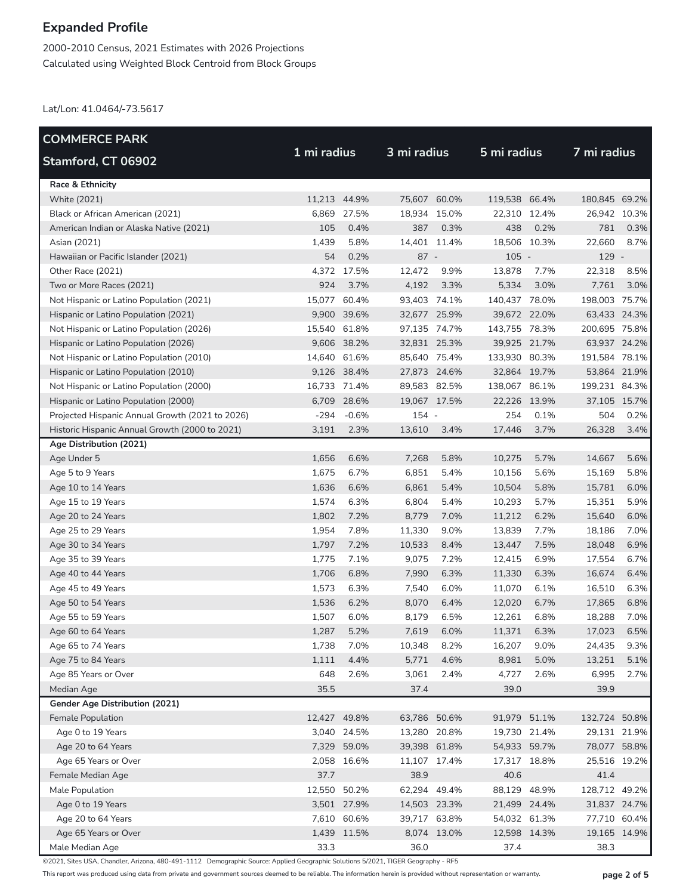# Expanded Profile

2000-2010 Census, 2021 Estimates with 2026 Projections
Calculated using Weighted Block Centroid from Block Groups

Lat/Lon: 41.0464/-73.5617

| COMMERCE PARK Stamford, CT 06902 | 1 mi radius | | 3 mi radius | | 5 mi radius | | 7 mi radius | |
|---|---|---|---|---|---|---|---|---|
| **Race & Ethnicity** | | | | | | | | |
| White (2021) | 11,213 | 44.9% | 75,607 | 60.0% | 119,538 | 66.4% | 180,845 | 69.2% |
| Black or African American (2021) | 6,869 | 27.5% | 18,934 | 15.0% | 22,310 | 12.4% | 26,942 | 10.3% |
| American Indian or Alaska Native (2021) | 105 | 0.4% | 387 | 0.3% | 438 | 0.2% | 781 | 0.3% |
| Asian (2021) | 1,439 | 5.8% | 14,401 | 11.4% | 18,506 | 10.3% | 22,660 | 8.7% |
| Hawaiian or Pacific Islander (2021) | 54 | 0.2% | 87 | - | 105 | - | 129 | - |
| Other Race (2021) | 4,372 | 17.5% | 12,472 | 9.9% | 13,878 | 7.7% | 22,318 | 8.5% |
| Two or More Races (2021) | 924 | 3.7% | 4,192 | 3.3% | 5,334 | 3.0% | 7,761 | 3.0% |
| Not Hispanic or Latino Population (2021) | 15,077 | 60.4% | 93,403 | 74.1% | 140,437 | 78.0% | 198,003 | 75.7% |
| Hispanic or Latino Population (2021) | 9,900 | 39.6% | 32,677 | 25.9% | 39,672 | 22.0% | 63,433 | 24.3% |
| Not Hispanic or Latino Population (2026) | 15,540 | 61.8% | 97,135 | 74.7% | 143,755 | 78.3% | 200,695 | 75.8% |
| Hispanic or Latino Population (2026) | 9,606 | 38.2% | 32,831 | 25.3% | 39,925 | 21.7% | 63,937 | 24.2% |
| Not Hispanic or Latino Population (2010) | 14,640 | 61.6% | 85,640 | 75.4% | 133,930 | 80.3% | 191,584 | 78.1% |
| Hispanic or Latino Population (2010) | 9,126 | 38.4% | 27,873 | 24.6% | 32,864 | 19.7% | 53,864 | 21.9% |
| Not Hispanic or Latino Population (2000) | 16,733 | 71.4% | 89,583 | 82.5% | 138,067 | 86.1% | 199,231 | 84.3% |
| Hispanic or Latino Population (2000) | 6,709 | 28.6% | 19,067 | 17.5% | 22,226 | 13.9% | 37,105 | 15.7% |
| Projected Hispanic Annual Growth (2021 to 2026) | -294 | -0.6% | 154 | - | 254 | 0.1% | 504 | 0.2% |
| Historic Hispanic Annual Growth (2000 to 2021) | 3,191 | 2.3% | 13,610 | 3.4% | 17,446 | 3.7% | 26,328 | 3.4% |
| **Age Distribution (2021)** | | | | | | | | |
| Age Under 5 | 1,656 | 6.6% | 7,268 | 5.8% | 10,275 | 5.7% | 14,667 | 5.6% |
| Age 5 to 9 Years | 1,675 | 6.7% | 6,851 | 5.4% | 10,156 | 5.6% | 15,169 | 5.8% |
| Age 10 to 14 Years | 1,636 | 6.6% | 6,861 | 5.4% | 10,504 | 5.8% | 15,781 | 6.0% |
| Age 15 to 19 Years | 1,574 | 6.3% | 6,804 | 5.4% | 10,293 | 5.7% | 15,351 | 5.9% |
| Age 20 to 24 Years | 1,802 | 7.2% | 8,779 | 7.0% | 11,212 | 6.2% | 15,640 | 6.0% |
| Age 25 to 29 Years | 1,954 | 7.8% | 11,330 | 9.0% | 13,839 | 7.7% | 18,186 | 7.0% |
| Age 30 to 34 Years | 1,797 | 7.2% | 10,533 | 8.4% | 13,447 | 7.5% | 18,048 | 6.9% |
| Age 35 to 39 Years | 1,775 | 7.1% | 9,075 | 7.2% | 12,415 | 6.9% | 17,554 | 6.7% |
| Age 40 to 44 Years | 1,706 | 6.8% | 7,990 | 6.3% | 11,330 | 6.3% | 16,674 | 6.4% |
| Age 45 to 49 Years | 1,573 | 6.3% | 7,540 | 6.0% | 11,070 | 6.1% | 16,510 | 6.3% |
| Age 50 to 54 Years | 1,536 | 6.2% | 8,070 | 6.4% | 12,020 | 6.7% | 17,865 | 6.8% |
| Age 55 to 59 Years | 1,507 | 6.0% | 8,179 | 6.5% | 12,261 | 6.8% | 18,288 | 7.0% |
| Age 60 to 64 Years | 1,287 | 5.2% | 7,619 | 6.0% | 11,371 | 6.3% | 17,023 | 6.5% |
| Age 65 to 74 Years | 1,738 | 7.0% | 10,348 | 8.2% | 16,207 | 9.0% | 24,435 | 9.3% |
| Age 75 to 84 Years | 1,111 | 4.4% | 5,771 | 4.6% | 8,981 | 5.0% | 13,251 | 5.1% |
| Age 85 Years or Over | 648 | 2.6% | 3,061 | 2.4% | 4,727 | 2.6% | 6,995 | 2.7% |
| Median Age | 35.5 | | 37.4 | | 39.0 | | 39.9 | |
| **Gender Age Distribution (2021)** | | | | | | | | |
| Female Population | 12,427 | 49.8% | 63,786 | 50.6% | 91,979 | 51.1% | 132,724 | 50.8% |
| Age 0 to 19 Years | 3,040 | 24.5% | 13,280 | 20.8% | 19,730 | 21.4% | 29,131 | 21.9% |
| Age 20 to 64 Years | 7,329 | 59.0% | 39,398 | 61.8% | 54,933 | 59.7% | 78,077 | 58.8% |
| Age 65 Years or Over | 2,058 | 16.6% | 11,107 | 17.4% | 17,317 | 18.8% | 25,516 | 19.2% |
| Female Median Age | 37.7 | | 38.9 | | 40.6 | | 41.4 | |
| Male Population | 12,550 | 50.2% | 62,294 | 49.4% | 88,129 | 48.9% | 128,712 | 49.2% |
| Age 0 to 19 Years | 3,501 | 27.9% | 14,503 | 23.3% | 21,499 | 24.4% | 31,837 | 24.7% |
| Age 20 to 64 Years | 7,610 | 60.6% | 39,717 | 63.8% | 54,032 | 61.3% | 77,710 | 60.4% |
| Age 65 Years or Over | 1,439 | 11.5% | 8,074 | 13.0% | 12,598 | 14.3% | 19,165 | 14.9% |
| Male Median Age | 33.3 | | 36.0 | | 37.4 | | 38.3 | |

©2021, Sites USA, Chandler, Arizona, 480-491-1112 Demographic Source: Applied Geographic Solutions 5/2021, TIGER Geography - RF5

This report was produced using data from private and government sources deemed to be reliable. The information herein is provided without representation or warranty.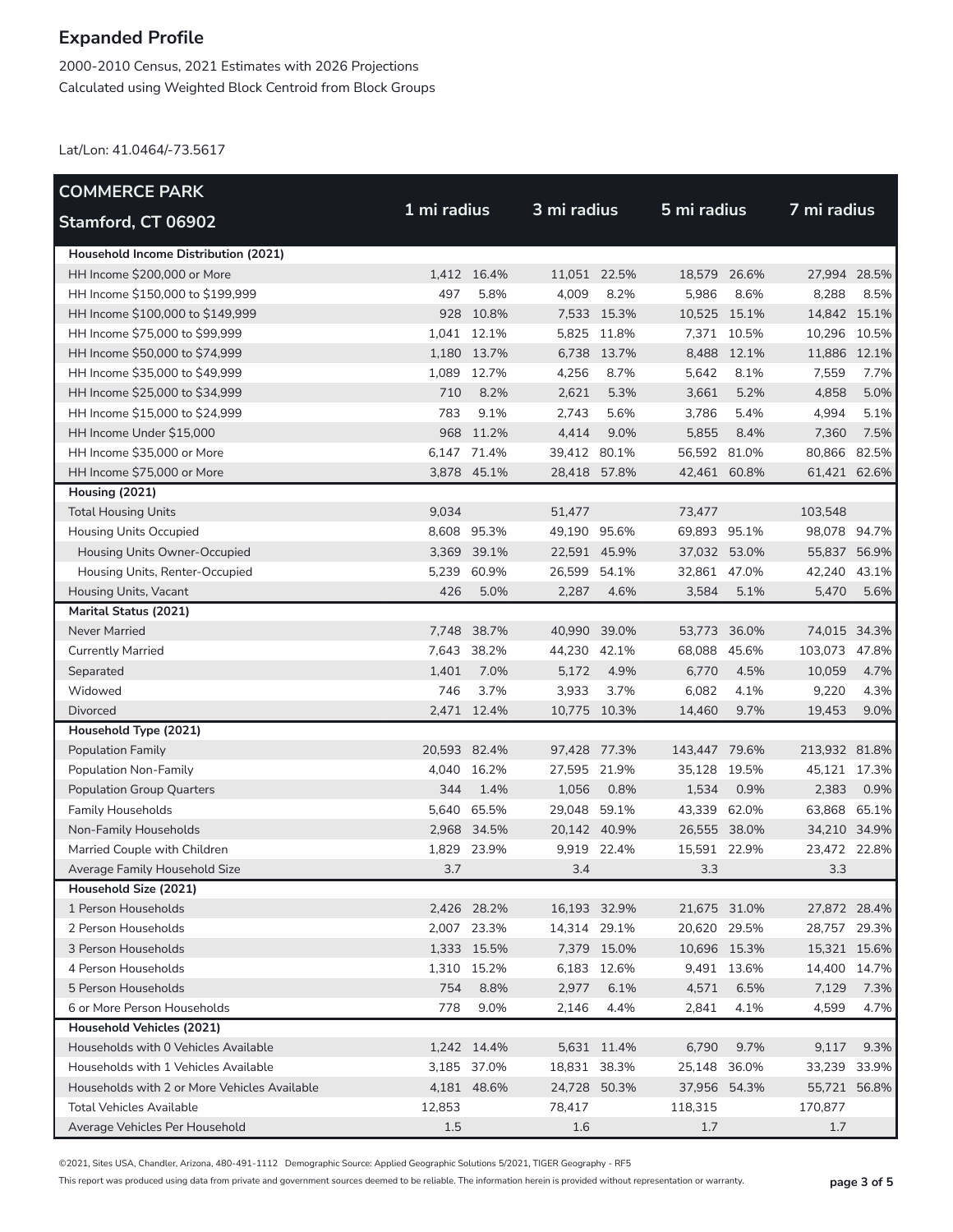# Expanded Profile

2000-2010 Census, 2021 Estimates with 2026 Projections
Calculated using Weighted Block Centroid from Block Groups

Lat/Lon: 41.0464/-73.5617

| COMMERCE PARK<br>Stamford, CT 06902 | 1 mi radius | | 3 mi radius | | 5 mi radius | | 7 mi radius | |
|---|---|---|---|---|---|---|---|---|
| **Household Income Distribution (2021)** | | | | | | | | |
| HH Income $200,000 or More | 1,412 | 16.4% | 11,051 | 22.5% | 18,579 | 26.6% | 27,994 | 28.5% |
| HH Income $150,000 to $199,999 | 497 | 5.8% | 4,009 | 8.2% | 5,986 | 8.6% | 8,288 | 8.5% |
| HH Income $100,000 to $149,999 | 928 | 10.8% | 7,533 | 15.3% | 10,525 | 15.1% | 14,842 | 15.1% |
| HH Income $75,000 to $99,999 | 1,041 | 12.1% | 5,825 | 11.8% | 7,371 | 10.5% | 10,296 | 10.5% |
| HH Income $50,000 to $74,999 | 1,180 | 13.7% | 6,738 | 13.7% | 8,488 | 12.1% | 11,886 | 12.1% |
| HH Income $35,000 to $49,999 | 1,089 | 12.7% | 4,256 | 8.7% | 5,642 | 8.1% | 7,559 | 7.7% |
| HH Income $25,000 to $34,999 | 710 | 8.2% | 2,621 | 5.3% | 3,661 | 5.2% | 4,858 | 5.0% |
| HH Income $15,000 to $24,999 | 783 | 9.1% | 2,743 | 5.6% | 3,786 | 5.4% | 4,994 | 5.1% |
| HH Income Under $15,000 | 968 | 11.2% | 4,414 | 9.0% | 5,855 | 8.4% | 7,360 | 7.5% |
| HH Income $35,000 or More | 6,147 | 71.4% | 39,412 | 80.1% | 56,592 | 81.0% | 80,866 | 82.5% |
| HH Income $75,000 or More | 3,878 | 45.1% | 28,418 | 57.8% | 42,461 | 60.8% | 61,421 | 62.6% |
| **Housing (2021)** | | | | | | | | |
| Total Housing Units | 9,034 | | 51,477 | | 73,477 | | 103,548 | |
| Housing Units Occupied | 8,608 | 95.3% | 49,190 | 95.6% | 69,893 | 95.1% | 98,078 | 94.7% |
| Housing Units Owner-Occupied | 3,369 | 39.1% | 22,591 | 45.9% | 37,032 | 53.0% | 55,837 | 56.9% |
| Housing Units, Renter-Occupied | 5,239 | 60.9% | 26,599 | 54.1% | 32,861 | 47.0% | 42,240 | 43.1% |
| Housing Units, Vacant | 426 | 5.0% | 2,287 | 4.6% | 3,584 | 5.1% | 5,470 | 5.6% |
| **Marital Status (2021)** | | | | | | | | |
| Never Married | 7,748 | 38.7% | 40,990 | 39.0% | 53,773 | 36.0% | 74,015 | 34.3% |
| Currently Married | 7,643 | 38.2% | 44,230 | 42.1% | 68,088 | 45.6% | 103,073 | 47.8% |
| Separated | 1,401 | 7.0% | 5,172 | 4.9% | 6,770 | 4.5% | 10,059 | 4.7% |
| Widowed | 746 | 3.7% | 3,933 | 3.7% | 6,082 | 4.1% | 9,220 | 4.3% |
| Divorced | 2,471 | 12.4% | 10,775 | 10.3% | 14,460 | 9.7% | 19,453 | 9.0% |
| **Household Type (2021)** | | | | | | | | |
| Population Family | 20,593 | 82.4% | 97,428 | 77.3% | 143,447 | 79.6% | 213,932 | 81.8% |
| Population Non-Family | 4,040 | 16.2% | 27,595 | 21.9% | 35,128 | 19.5% | 45,121 | 17.3% |
| Population Group Quarters | 344 | 1.4% | 1,056 | 0.8% | 1,534 | 0.9% | 2,383 | 0.9% |
| Family Households | 5,640 | 65.5% | 29,048 | 59.1% | 43,339 | 62.0% | 63,868 | 65.1% |
| Non-Family Households | 2,968 | 34.5% | 20,142 | 40.9% | 26,555 | 38.0% | 34,210 | 34.9% |
| Married Couple with Children | 1,829 | 23.9% | 9,919 | 22.4% | 15,591 | 22.9% | 23,472 | 22.8% |
| Average Family Household Size | 3.7 | | 3.4 | | 3.3 | | 3.3 | |
| **Household Size (2021)** | | | | | | | | |
| 1 Person Households | 2,426 | 28.2% | 16,193 | 32.9% | 21,675 | 31.0% | 27,872 | 28.4% |
| 2 Person Households | 2,007 | 23.3% | 14,314 | 29.1% | 20,620 | 29.5% | 28,757 | 29.3% |
| 3 Person Households | 1,333 | 15.5% | 7,379 | 15.0% | 10,696 | 15.3% | 15,321 | 15.6% |
| 4 Person Households | 1,310 | 15.2% | 6,183 | 12.6% | 9,491 | 13.6% | 14,400 | 14.7% |
| 5 Person Households | 754 | 8.8% | 2,977 | 6.1% | 4,571 | 6.5% | 7,129 | 7.3% |
| 6 or More Person Households | 778 | 9.0% | 2,146 | 4.4% | 2,841 | 4.1% | 4,599 | 4.7% |
| **Household Vehicles (2021)** | | | | | | | | |
| Households with 0 Vehicles Available | 1,242 | 14.4% | 5,631 | 11.4% | 6,790 | 9.7% | 9,117 | 9.3% |
| Households with 1 Vehicles Available | 3,185 | 37.0% | 18,831 | 38.3% | 25,148 | 36.0% | 33,239 | 33.9% |
| Households with 2 or More Vehicles Available | 4,181 | 48.6% | 24,728 | 50.3% | 37,956 | 54.3% | 55,721 | 56.8% |
| Total Vehicles Available | 12,853 | | 78,417 | | 118,315 | | 170,877 | |
| Average Vehicles Per Household | 1.5 | | 1.6 | | 1.7 | | 1.7 | |

©2021, Sites USA, Chandler, Arizona, 480-491-1112 Demographic Source: Applied Geographic Solutions 5/2021, TIGER Geography - RF5

This report was produced using data from private and government sources deemed to be reliable. The information herein is provided without representation or warranty.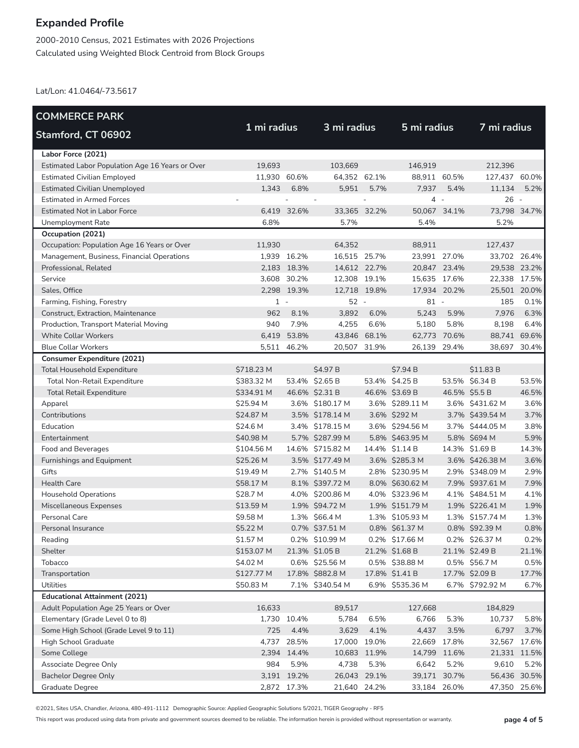# Expanded Profile

2000-2010 Census, 2021 Estimates with 2026 Projections
Calculated using Weighted Block Centroid from Block Groups

Lat/Lon: 41.0464/-73.5617

| COMMERCE PARK Stamford, CT 06902 | 1 mi radius | | 3 mi radius | | 5 mi radius | | 7 mi radius | |
|---|---|---|---|---|---|---|---|---|
| **Labor Force (2021)** | | | | | | | | |
| Estimated Labor Population Age 16 Years or Over | 19,693 | | 103,669 | | 146,919 | | 212,396 | |
| Estimated Civilian Employed | 11,930 | 60.6% | 64,352 | 62.1% | 88,911 | 60.5% | 127,437 | 60.0% |
| Estimated Civilian Unemployed | 1,343 | 6.8% | 5,951 | 5.7% | 7,937 | 5.4% | 11,134 | 5.2% |
| Estimated in Armed Forces | - | - | - | - | 4 | - | 26 | - |
| Estimated Not in Labor Force | 6,419 | 32.6% | 33,365 | 32.2% | 50,067 | 34.1% | 73,798 | 34.7% |
| Unemployment Rate | 6.8% | | 5.7% | | 5.4% | | 5.2% | |
| **Occupation (2021)** | | | | | | | | |
| Occupation: Population Age 16 Years or Over | 11,930 | | 64,352 | | 88,911 | | 127,437 | |
| Management, Business, Financial Operations | 1,939 | 16.2% | 16,515 | 25.7% | 23,991 | 27.0% | 33,702 | 26.4% |
| Professional, Related | 2,183 | 18.3% | 14,612 | 22.7% | 20,847 | 23.4% | 29,538 | 23.2% |
| Service | 3,608 | 30.2% | 12,308 | 19.1% | 15,635 | 17.6% | 22,338 | 17.5% |
| Sales, Office | 2,298 | 19.3% | 12,718 | 19.8% | 17,934 | 20.2% | 25,501 | 20.0% |
| Farming, Fishing, Forestry | 1 | - | 52 | - | 81 | - | 185 | 0.1% |
| Construct, Extraction, Maintenance | 962 | 8.1% | 3,892 | 6.0% | 5,243 | 5.9% | 7,976 | 6.3% |
| Production, Transport Material Moving | 940 | 7.9% | 4,255 | 6.6% | 5,180 | 5.8% | 8,198 | 6.4% |
| White Collar Workers | 6,419 | 53.8% | 43,846 | 68.1% | 62,773 | 70.6% | 88,741 | 69.6% |
| Blue Collar Workers | 5,511 | 46.2% | 20,507 | 31.9% | 26,139 | 29.4% | 38,697 | 30.4% |
| **Consumer Expenditure (2021)** | | | | | | | | |
| Total Household Expenditure | $718.23 M | | $4.97 B | | $7.94 B | | $11.83 B | |
| Total Non-Retail Expenditure | $383.32 M | 53.4% | $2.65 B | 53.4% | $4.25 B | 53.5% | $6.34 B | 53.5% |
| Total Retail Expenditure | $334.91 M | 46.6% | $2.31 B | 46.6% | $3.69 B | 46.5% | $5.5 B | 46.5% |
| Apparel | $25.94 M | 3.6% | $180.17 M | 3.6% | $289.11 M | 3.6% | $431.62 M | 3.6% |
| Contributions | $24.87 M | 3.5% | $178.14 M | 3.6% | $292 M | 3.7% | $439.54 M | 3.7% |
| Education | $24.6 M | 3.4% | $178.15 M | 3.6% | $294.56 M | 3.7% | $444.05 M | 3.8% |
| Entertainment | $40.98 M | 5.7% | $287.99 M | 5.8% | $463.95 M | 5.8% | $694 M | 5.9% |
| Food and Beverages | $104.56 M | 14.6% | $715.82 M | 14.4% | $1.14 B | 14.3% | $1.69 B | 14.3% |
| Furnishings and Equipment | $25.26 M | 3.5% | $177.49 M | 3.6% | $285.3 M | 3.6% | $426.38 M | 3.6% |
| Gifts | $19.49 M | 2.7% | $140.5 M | 2.8% | $230.95 M | 2.9% | $348.09 M | 2.9% |
| Health Care | $58.17 M | 8.1% | $397.72 M | 8.0% | $630.62 M | 7.9% | $937.61 M | 7.9% |
| Household Operations | $28.7 M | 4.0% | $200.86 M | 4.0% | $323.96 M | 4.1% | $484.51 M | 4.1% |
| Miscellaneous Expenses | $13.59 M | 1.9% | $94.72 M | 1.9% | $151.79 M | 1.9% | $226.41 M | 1.9% |
| Personal Care | $9.58 M | 1.3% | $66.4 M | 1.3% | $105.93 M | 1.3% | $157.74 M | 1.3% |
| Personal Insurance | $5.22 M | 0.7% | $37.51 M | 0.8% | $61.37 M | 0.8% | $92.39 M | 0.8% |
| Reading | $1.57 M | 0.2% | $10.99 M | 0.2% | $17.66 M | 0.2% | $26.37 M | 0.2% |
| Shelter | $153.07 M | 21.3% | $1.05 B | 21.2% | $1.68 B | 21.1% | $2.49 B | 21.1% |
| Tobacco | $4.02 M | 0.6% | $25.56 M | 0.5% | $38.88 M | 0.5% | $56.7 M | 0.5% |
| Transportation | $127.77 M | 17.8% | $882.8 M | 17.8% | $1.41 B | 17.7% | $2.09 B | 17.7% |
| Utilities | $50.83 M | 7.1% | $340.54 M | 6.9% | $535.36 M | 6.7% | $792.92 M | 6.7% |
| **Educational Attainment (2021)** | | | | | | | | |
| Adult Population Age 25 Years or Over | 16,633 | | 89,517 | | 127,668 | | 184,829 | |
| Elementary (Grade Level 0 to 8) | 1,730 | 10.4% | 5,784 | 6.5% | 6,766 | 5.3% | 10,737 | 5.8% |
| Some High School (Grade Level 9 to 11) | 725 | 4.4% | 3,629 | 4.1% | 4,437 | 3.5% | 6,797 | 3.7% |
| High School Graduate | 4,737 | 28.5% | 17,000 | 19.0% | 22,669 | 17.8% | 32,567 | 17.6% |
| Some College | 2,394 | 14.4% | 10,683 | 11.9% | 14,799 | 11.6% | 21,331 | 11.5% |
| Associate Degree Only | 984 | 5.9% | 4,738 | 5.3% | 6,642 | 5.2% | 9,610 | 5.2% |
| Bachelor Degree Only | 3,191 | 19.2% | 26,043 | 29.1% | 39,171 | 30.7% | 56,436 | 30.5% |
| Graduate Degree | 2,872 | 17.3% | 21,640 | 24.2% | 33,184 | 26.0% | 47,350 | 25.6% |

©2021, Sites USA, Chandler, Arizona, 480-491-1112 Demographic Source: Applied Geographic Solutions 5/2021, TIGER Geography - RF5

This report was produced using data from private and government sources deemed to be reliable. The information herein is provided without representation or warranty.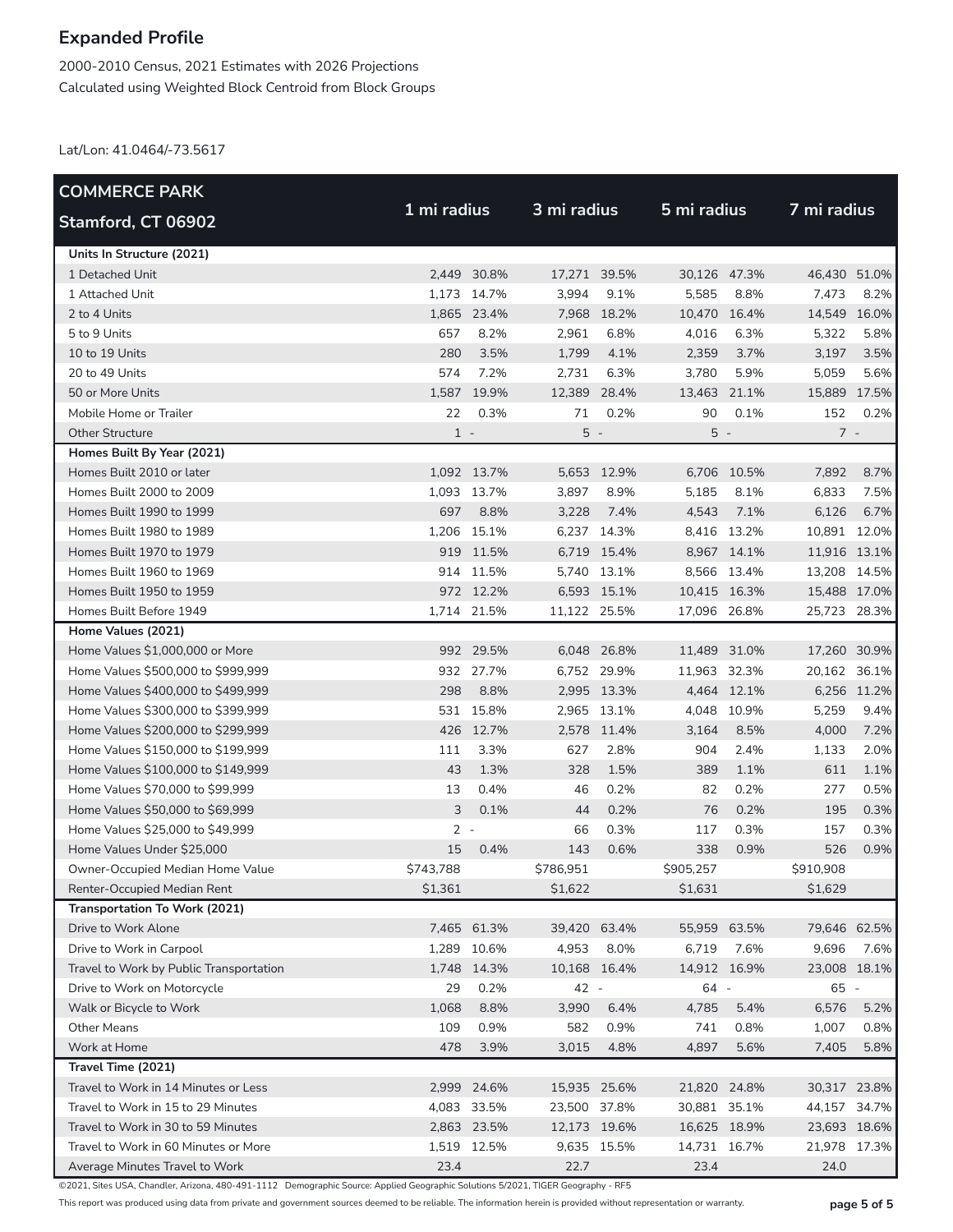# Expanded Profile

2000-2010 Census, 2021 Estimates with 2026 Projections
Calculated using Weighted Block Centroid from Block Groups

Lat/Lon: 41.0464/-73.5617

| COMMERCE PARK Stamford, CT 06902 | 1 mi radius | | 3 mi radius | | 5 mi radius | | 7 mi radius | |
|---|---|---|---|---|---|---|---|---|
| **Units In Structure (2021)** | | | | | | | | |
| 1 Detached Unit | 2,449 | 30.8% | 17,271 | 39.5% | 30,126 | 47.3% | 46,430 | 51.0% |
| 1 Attached Unit | 1,173 | 14.7% | 3,994 | 9.1% | 5,585 | 8.8% | 7,473 | 8.2% |
| 2 to 4 Units | 1,865 | 23.4% | 7,968 | 18.2% | 10,470 | 16.4% | 14,549 | 16.0% |
| 5 to 9 Units | 657 | 8.2% | 2,961 | 6.8% | 4,016 | 6.3% | 5,322 | 5.8% |
| 10 to 19 Units | 280 | 3.5% | 1,799 | 4.1% | 2,359 | 3.7% | 3,197 | 3.5% |
| 20 to 49 Units | 574 | 7.2% | 2,731 | 6.3% | 3,780 | 5.9% | 5,059 | 5.6% |
| 50 or More Units | 1,587 | 19.9% | 12,389 | 28.4% | 13,463 | 21.1% | 15,889 | 17.5% |
| Mobile Home or Trailer | 22 | 0.3% | 71 | 0.2% | 90 | 0.1% | 152 | 0.2% |
| Other Structure | 1 | - | 5 | - | 5 | - | 7 | - |
| **Homes Built By Year (2021)** | | | | | | | | |
| Homes Built 2010 or later | 1,092 | 13.7% | 5,653 | 12.9% | 6,706 | 10.5% | 7,892 | 8.7% |
| Homes Built 2000 to 2009 | 1,093 | 13.7% | 3,897 | 8.9% | 5,185 | 8.1% | 6,833 | 7.5% |
| Homes Built 1990 to 1999 | 697 | 8.8% | 3,228 | 7.4% | 4,543 | 7.1% | 6,126 | 6.7% |
| Homes Built 1980 to 1989 | 1,206 | 15.1% | 6,237 | 14.3% | 8,416 | 13.2% | 10,891 | 12.0% |
| Homes Built 1970 to 1979 | 919 | 11.5% | 6,719 | 15.4% | 8,967 | 14.1% | 11,916 | 13.1% |
| Homes Built 1960 to 1969 | 914 | 11.5% | 5,740 | 13.1% | 8,566 | 13.4% | 13,208 | 14.5% |
| Homes Built 1950 to 1959 | 972 | 12.2% | 6,593 | 15.1% | 10,415 | 16.3% | 15,488 | 17.0% |
| Homes Built Before 1949 | 1,714 | 21.5% | 11,122 | 25.5% | 17,096 | 26.8% | 25,723 | 28.3% |
| **Home Values (2021)** | | | | | | | | |
| Home Values $1,000,000 or More | 992 | 29.5% | 6,048 | 26.8% | 11,489 | 31.0% | 17,260 | 30.9% |
| Home Values $500,000 to $999,999 | 932 | 27.7% | 6,752 | 29.9% | 11,963 | 32.3% | 20,162 | 36.1% |
| Home Values $400,000 to $499,999 | 298 | 8.8% | 2,995 | 13.3% | 4,464 | 12.1% | 6,256 | 11.2% |
| Home Values $300,000 to $399,999 | 531 | 15.8% | 2,965 | 13.1% | 4,048 | 10.9% | 5,259 | 9.4% |
| Home Values $200,000 to $299,999 | 426 | 12.7% | 2,578 | 11.4% | 3,164 | 8.5% | 4,000 | 7.2% |
| Home Values $150,000 to $199,999 | 111 | 3.3% | 627 | 2.8% | 904 | 2.4% | 1,133 | 2.0% |
| Home Values $100,000 to $149,999 | 43 | 1.3% | 328 | 1.5% | 389 | 1.1% | 611 | 1.1% |
| Home Values $70,000 to $99,999 | 13 | 0.4% | 46 | 0.2% | 82 | 0.2% | 277 | 0.5% |
| Home Values $50,000 to $69,999 | 3 | 0.1% | 44 | 0.2% | 76 | 0.2% | 195 | 0.3% |
| Home Values $25,000 to $49,999 | 2 | - | 66 | 0.3% | 117 | 0.3% | 157 | 0.3% |
| Home Values Under $25,000 | 15 | 0.4% | 143 | 0.6% | 338 | 0.9% | 526 | 0.9% |
| Owner-Occupied Median Home Value | $743,788 | | $786,951 | | $905,257 | | $910,908 | |
| Renter-Occupied Median Rent | $1,361 | | $1,622 | | $1,631 | | $1,629 | |
| **Transportation To Work (2021)** | | | | | | | | |
| Drive to Work Alone | 7,465 | 61.3% | 39,420 | 63.4% | 55,959 | 63.5% | 79,646 | 62.5% |
| Drive to Work in Carpool | 1,289 | 10.6% | 4,953 | 8.0% | 6,719 | 7.6% | 9,696 | 7.6% |
| Travel to Work by Public Transportation | 1,748 | 14.3% | 10,168 | 16.4% | 14,912 | 16.9% | 23,008 | 18.1% |
| Drive to Work on Motorcycle | 29 | 0.2% | 42 | - | 64 | - | 65 | - |
| Walk or Bicycle to Work | 1,068 | 8.8% | 3,990 | 6.4% | 4,785 | 5.4% | 6,576 | 5.2% |
| Other Means | 109 | 0.9% | 582 | 0.9% | 741 | 0.8% | 1,007 | 0.8% |
| Work at Home | 478 | 3.9% | 3,015 | 4.8% | 4,897 | 5.6% | 7,405 | 5.8% |
| **Travel Time (2021)** | | | | | | | | |
| Travel to Work in 14 Minutes or Less | 2,999 | 24.6% | 15,935 | 25.6% | 21,820 | 24.8% | 30,317 | 23.8% |
| Travel to Work in 15 to 29 Minutes | 4,083 | 33.5% | 23,500 | 37.8% | 30,881 | 35.1% | 44,157 | 34.7% |
| Travel to Work in 30 to 59 Minutes | 2,863 | 23.5% | 12,173 | 19.6% | 16,625 | 18.9% | 23,693 | 18.6% |
| Travel to Work in 60 Minutes or More | 1,519 | 12.5% | 9,635 | 15.5% | 14,731 | 16.7% | 21,978 | 17.3% |
| Average Minutes Travel to Work | 23.4 | | 22.7 | | 23.4 | | 24.0 | |

©2021, Sites USA, Chandler, Arizona, 480-491-1112 Demographic Source: Applied Geographic Solutions 5/2021, TIGER Geography - RF5

This report was produced using data from private and government sources deemed to be reliable. The information herein is provided without representation or warranty.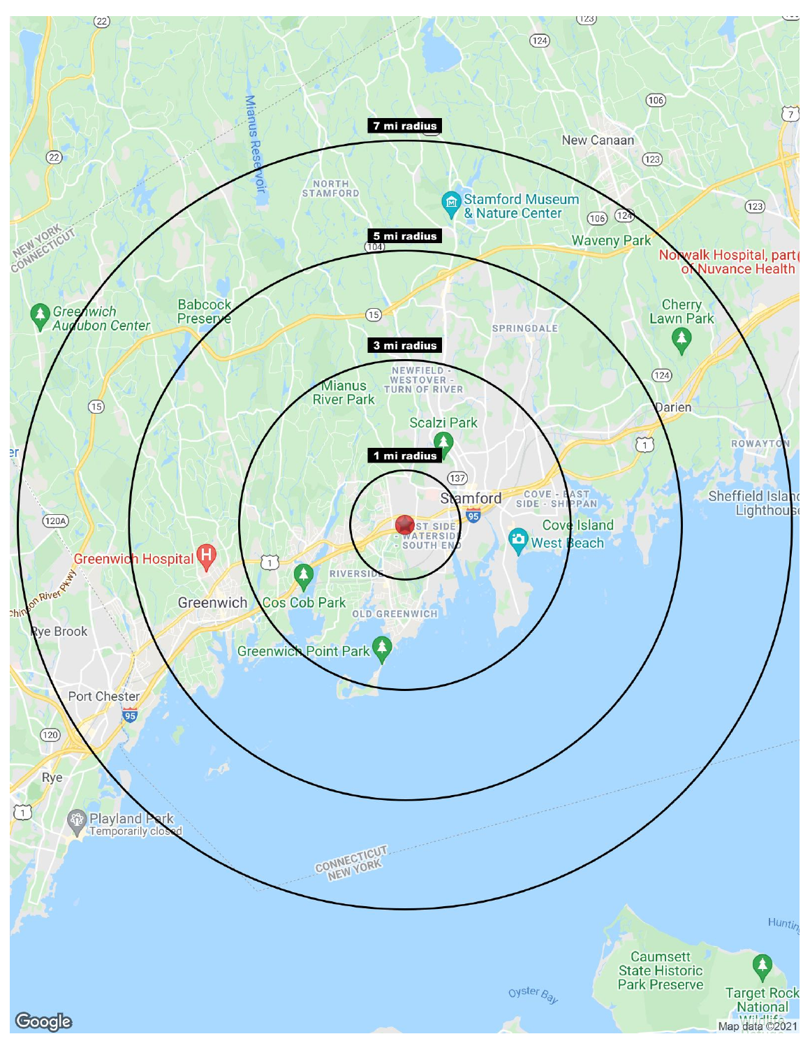7 mi radius

5 mi radius

3 mi radius

1 mi radius